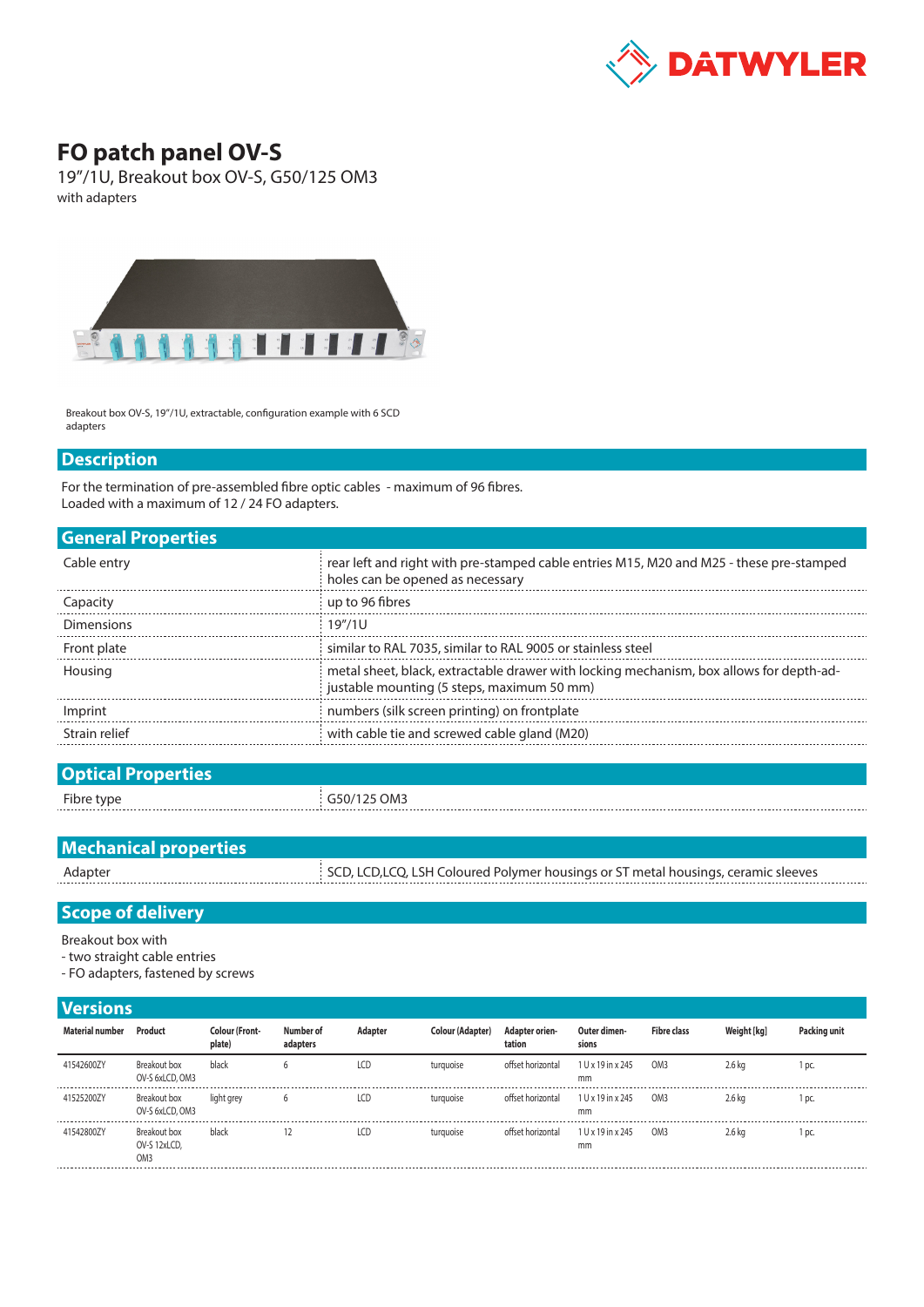DATWYLER

# FO patch panel OV-S

19"/1U, Breakout box OV-S, G50/125 OM3

with adapters

Breakout box OV-S, 19"/1U, extractable, configuration example with 6 SCD adapters

## Description

For the termination of pre-assembled fibre optic cables - maximum of 96 fibres.
Loaded with a maximum of 12 / 24 FO adapters.

## General Properties

| | |
|---|---|
| Cable entry | rear left and right with pre-stamped cable entries M15, M20 and M25 - these pre-stamped holes can be opened as necessary |
| Capacity | up to 96 fibres |
| Dimensions | 19"/1U |
| Front plate | similar to RAL 7035, similar to RAL 9005 or stainless steel |
| Housing | metal sheet, black, extractable drawer with locking mechanism, box allows for depth-adjustable mounting (5 steps, maximum 50 mm) |
| Imprint | numbers (silk screen printing) on frontplate |
| Strain relief | with cable tie and screwed cable gland (M20) |

## Optical Properties

| | |
|---|---|
| Fibre type | G50/125 OM3 |

## Mechanical properties

| | |
|---|---|
| Adapter | SCD, LCD,LCQ, LSH Coloured Polymer housings or ST metal housings, ceramic sleeves |

## Scope of delivery

Breakout box with
- two straight cable entries
- FO adapters, fastened by screws

## Versions

| Material number | Product | Colour (Front-plate) | Number of adapters | Adapter | Colour (Adapter) | Adapter orientation | Outer dimensions | Fibre class | Weight [kg] | Packing unit |
|---|---|---|---|---|---|---|---|---|---|---|
| 41542600ZY | Breakout box OV-S 6xLCD, OM3 | black | 6 | LCD | turquoise | offset horizontal | 1 U x 19 in x 245 mm | OM3 | 2.6 kg | 1 pc. |
| 41525200ZY | Breakout box OV-S 6xLCD, OM3 | light grey | 6 | LCD | turquoise | offset horizontal | 1 U x 19 in x 245 mm | OM3 | 2.6 kg | 1 pc. |
| 41542800ZY | Breakout box OV-S 12xLCD, OM3 | black | 12 | LCD | turquoise | offset horizontal | 1 U x 19 in x 245 mm | OM3 | 2.6 kg | 1 pc. |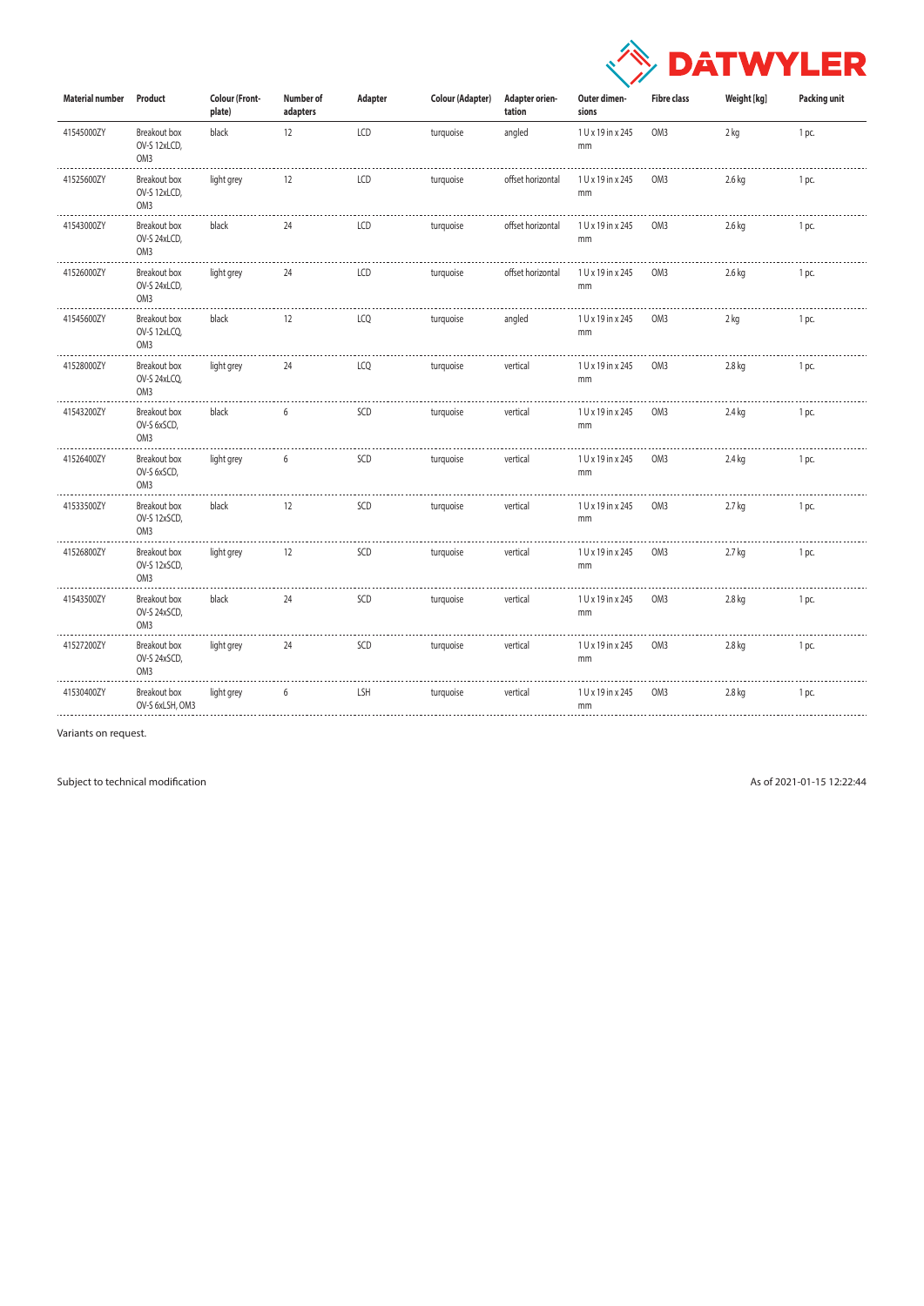| Material number | Product | Colour (Front-plate) | Number of adapters | Adapter | Colour (Adapter) | Adapter orientation | Outer dimensions | Fibre class | Weight [kg] | Packing unit |
|---|---|---|---|---|---|---|---|---|---|---|
| 41545000ZY | Breakout box OV-S 12xLCD, OM3 | black | 12 | LCD | turquoise | angled | 1 U x 19 in x 245 mm | OM3 | 2 kg | 1 pc. |
| 41525600ZY | Breakout box OV-S 12xLCD, OM3 | light grey | 12 | LCD | turquoise | offset horizontal | 1 U x 19 in x 245 mm | OM3 | 2.6 kg | 1 pc. |
| 41543000ZY | Breakout box OV-S 24xLCD, OM3 | black | 24 | LCD | turquoise | offset horizontal | 1 U x 19 in x 245 mm | OM3 | 2.6 kg | 1 pc. |
| 41526000ZY | Breakout box OV-S 24xLCD, OM3 | light grey | 24 | LCD | turquoise | offset horizontal | 1 U x 19 in x 245 mm | OM3 | 2.6 kg | 1 pc. |
| 41545600ZY | Breakout box OV-S 12xLCQ, OM3 | black | 12 | LCQ | turquoise | angled | 1 U x 19 in x 245 mm | OM3 | 2 kg | 1 pc. |
| 41528000ZY | Breakout box OV-S 24xLCQ, OM3 | light grey | 24 | LCQ | turquoise | vertical | 1 U x 19 in x 245 mm | OM3 | 2.8 kg | 1 pc. |
| 41543200ZY | Breakout box OV-S 6xSCD, OM3 | black | 6 | SCD | turquoise | vertical | 1 U x 19 in x 245 mm | OM3 | 2.4 kg | 1 pc. |
| 41526400ZY | Breakout box OV-S 6xSCD, OM3 | light grey | 6 | SCD | turquoise | vertical | 1 U x 19 in x 245 mm | OM3 | 2.4 kg | 1 pc. |
| 41533500ZY | Breakout box OV-S 12xSCD, OM3 | black | 12 | SCD | turquoise | vertical | 1 U x 19 in x 245 mm | OM3 | 2.7 kg | 1 pc. |
| 41526800ZY | Breakout box OV-S 12xSCD, OM3 | light grey | 12 | SCD | turquoise | vertical | 1 U x 19 in x 245 mm | OM3 | 2.7 kg | 1 pc. |
| 41543500ZY | Breakout box OV-S 24xSCD, OM3 | black | 24 | SCD | turquoise | vertical | 1 U x 19 in x 245 mm | OM3 | 2.8 kg | 1 pc. |
| 41527200ZY | Breakout box OV-S 24xSCD, OM3 | light grey | 24 | SCD | turquoise | vertical | 1 U x 19 in x 245 mm | OM3 | 2.8 kg | 1 pc. |
| 41530400ZY | Breakout box OV-S 6xLSH, OM3 | light grey | 6 | LSH | turquoise | vertical | 1 U x 19 in x 245 mm | OM3 | 2.8 kg | 1 pc. |

Variants on request.

Subject to technical modification

As of 2021-01-15 12:22:44